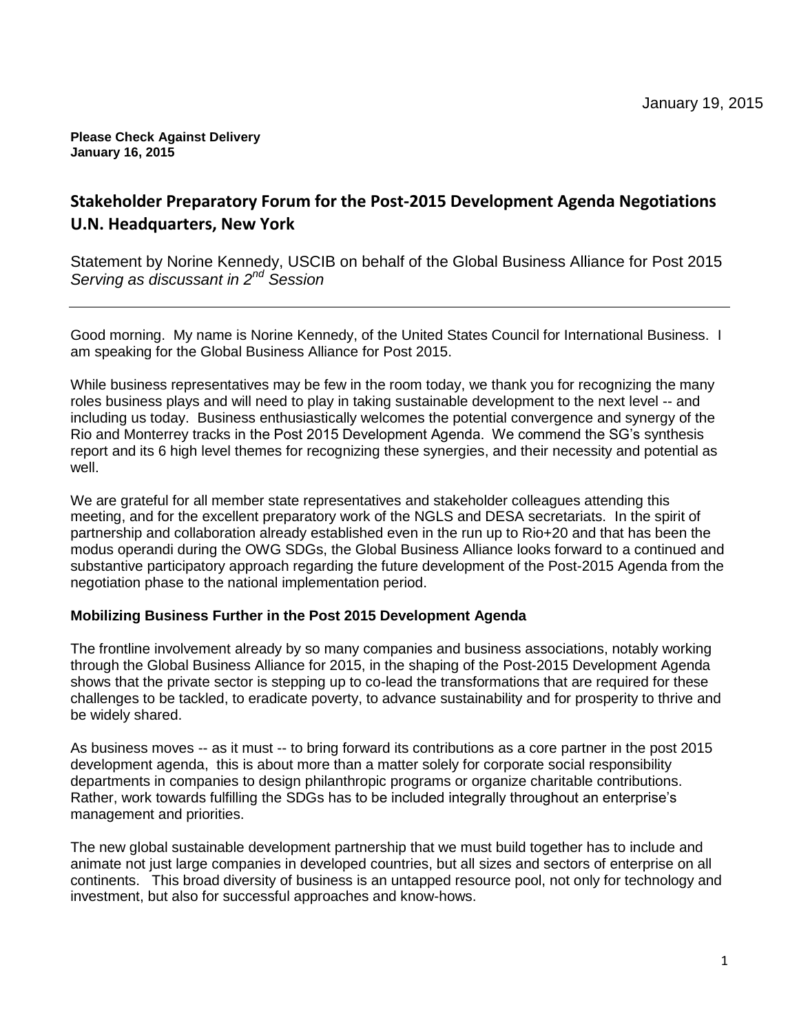January 19, 2015

**Please Check Against Delivery**
**January 16, 2015**

## Stakeholder Preparatory Forum for the Post-2015 Development Agenda Negotiations U.N. Headquarters, New York

Statement by Norine Kennedy, USCIB on behalf of the Global Business Alliance for Post 2015
*Serving as discussant in 2nd Session*

---

Good morning. My name is Norine Kennedy, of the United States Council for International Business. I am speaking for the Global Business Alliance for Post 2015.

While business representatives may be few in the room today, we thank you for recognizing the many roles business plays and will need to play in taking sustainable development to the next level -- and including us today. Business enthusiastically welcomes the potential convergence and synergy of the Rio and Monterrey tracks in the Post 2015 Development Agenda. We commend the SG's synthesis report and its 6 high level themes for recognizing these synergies, and their necessity and potential as well.

We are grateful for all member state representatives and stakeholder colleagues attending this meeting, and for the excellent preparatory work of the NGLS and DESA secretariats. In the spirit of partnership and collaboration already established even in the run up to Rio+20 and that has been the modus operandi during the OWG SDGs, the Global Business Alliance looks forward to a continued and substantive participatory approach regarding the future development of the Post-2015 Agenda from the negotiation phase to the national implementation period.

### Mobilizing Business Further in the Post 2015 Development Agenda

The frontline involvement already by so many companies and business associations, notably working through the Global Business Alliance for 2015, in the shaping of the Post-2015 Development Agenda shows that the private sector is stepping up to co-lead the transformations that are required for these challenges to be tackled, to eradicate poverty, to advance sustainability and for prosperity to thrive and be widely shared.

As business moves -- as it must -- to bring forward its contributions as a core partner in the post 2015 development agenda, this is about more than a matter solely for corporate social responsibility departments in companies to design philanthropic programs or organize charitable contributions. Rather, work towards fulfilling the SDGs has to be included integrally throughout an enterprise's management and priorities.

The new global sustainable development partnership that we must build together has to include and animate not just large companies in developed countries, but all sizes and sectors of enterprise on all continents. This broad diversity of business is an untapped resource pool, not only for technology and investment, but also for successful approaches and know-hows.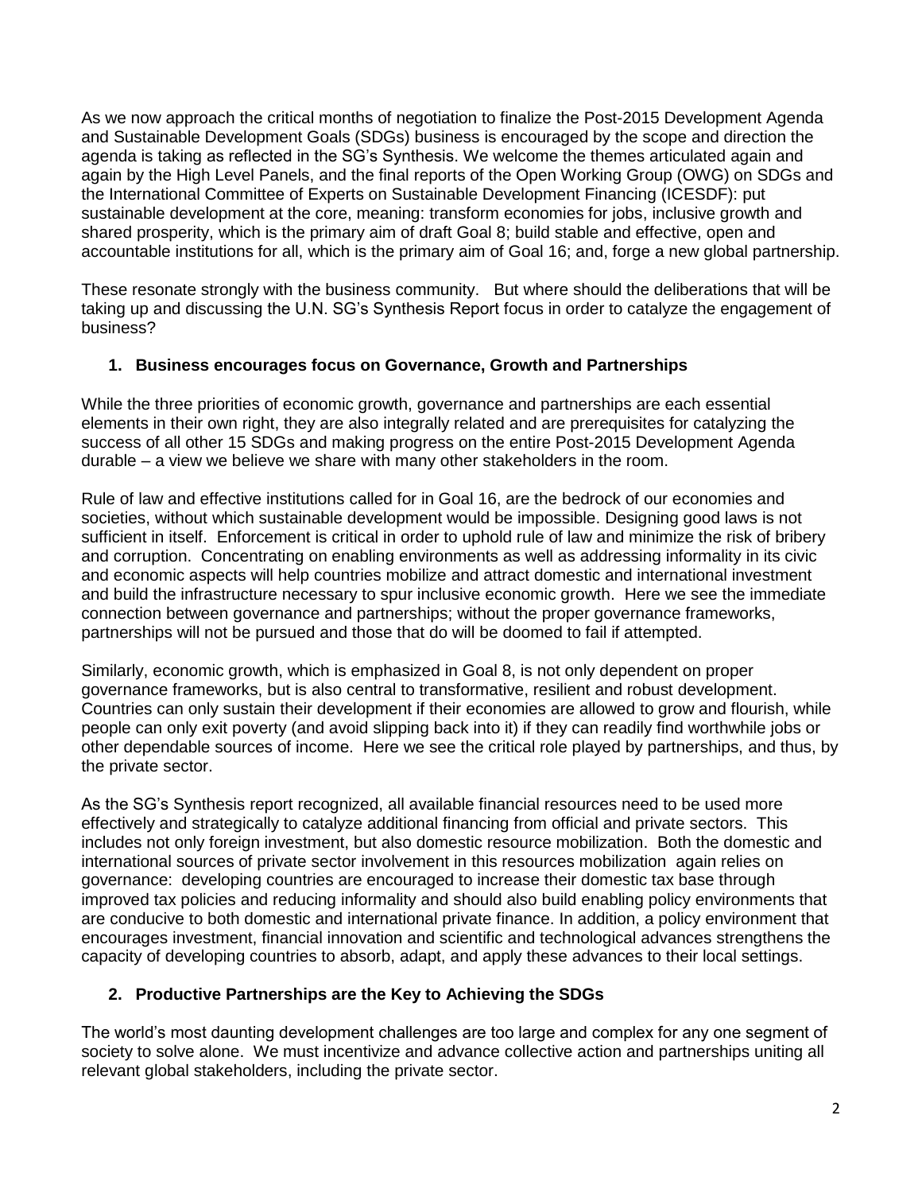As we now approach the critical months of negotiation to finalize the Post-2015 Development Agenda and Sustainable Development Goals (SDGs) business is encouraged by the scope and direction the agenda is taking as reflected in the SG's Synthesis. We welcome the themes articulated again and again by the High Level Panels, and the final reports of the Open Working Group (OWG) on SDGs and the International Committee of Experts on Sustainable Development Financing (ICESDF): put sustainable development at the core, meaning: transform economies for jobs, inclusive growth and shared prosperity, which is the primary aim of draft Goal 8; build stable and effective, open and accountable institutions for all, which is the primary aim of Goal 16; and, forge a new global partnership.

These resonate strongly with the business community. But where should the deliberations that will be taking up and discussing the U.N. SG's Synthesis Report focus in order to catalyze the engagement of business?

1. **Business encourages focus on Governance, Growth and Partnerships**

While the three priorities of economic growth, governance and partnerships are each essential elements in their own right, they are also integrally related and are prerequisites for catalyzing the success of all other 15 SDGs and making progress on the entire Post-2015 Development Agenda durable – a view we believe we share with many other stakeholders in the room.

Rule of law and effective institutions called for in Goal 16, are the bedrock of our economies and societies, without which sustainable development would be impossible. Designing good laws is not sufficient in itself. Enforcement is critical in order to uphold rule of law and minimize the risk of bribery and corruption. Concentrating on enabling environments as well as addressing informality in its civic and economic aspects will help countries mobilize and attract domestic and international investment and build the infrastructure necessary to spur inclusive economic growth. Here we see the immediate connection between governance and partnerships; without the proper governance frameworks, partnerships will not be pursued and those that do will be doomed to fail if attempted.

Similarly, economic growth, which is emphasized in Goal 8, is not only dependent on proper governance frameworks, but is also central to transformative, resilient and robust development. Countries can only sustain their development if their economies are allowed to grow and flourish, while people can only exit poverty (and avoid slipping back into it) if they can readily find worthwhile jobs or other dependable sources of income. Here we see the critical role played by partnerships, and thus, by the private sector.

As the SG's Synthesis report recognized, all available financial resources need to be used more effectively and strategically to catalyze additional financing from official and private sectors. This includes not only foreign investment, but also domestic resource mobilization. Both the domestic and international sources of private sector involvement in this resources mobilization again relies on governance: developing countries are encouraged to increase their domestic tax base through improved tax policies and reducing informality and should also build enabling policy environments that are conducive to both domestic and international private finance. In addition, a policy environment that encourages investment, financial innovation and scientific and technological advances strengthens the capacity of developing countries to absorb, adapt, and apply these advances to their local settings.

2. **Productive Partnerships are the Key to Achieving the SDGs**

The world's most daunting development challenges are too large and complex for any one segment of society to solve alone. We must incentivize and advance collective action and partnerships uniting all relevant global stakeholders, including the private sector.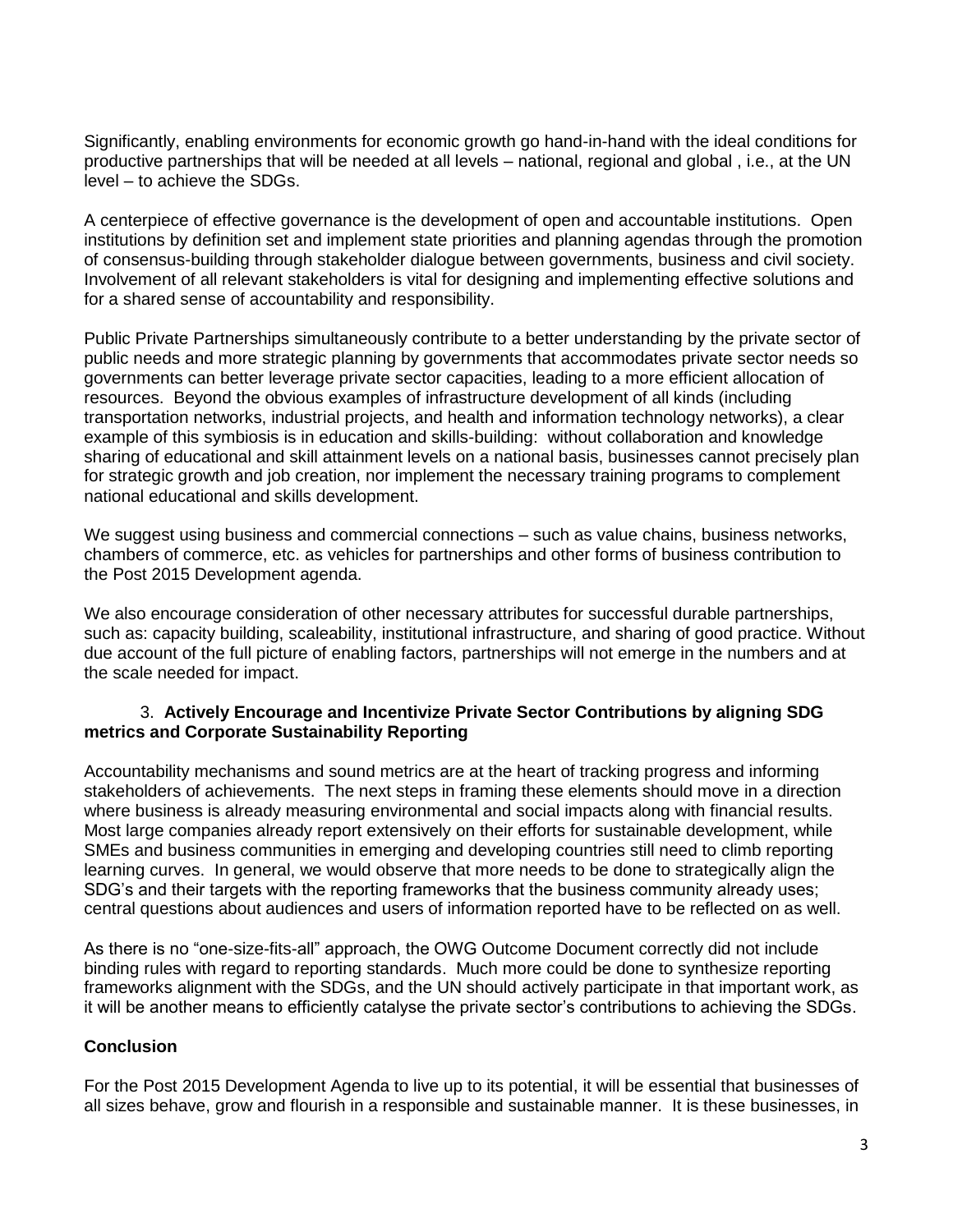Significantly, enabling environments for economic growth go hand-in-hand with the ideal conditions for productive partnerships that will be needed at all levels – national, regional and global , i.e., at the UN level – to achieve the SDGs.

A centerpiece of effective governance is the development of open and accountable institutions. Open institutions by definition set and implement state priorities and planning agendas through the promotion of consensus-building through stakeholder dialogue between governments, business and civil society. Involvement of all relevant stakeholders is vital for designing and implementing effective solutions and for a shared sense of accountability and responsibility.

Public Private Partnerships simultaneously contribute to a better understanding by the private sector of public needs and more strategic planning by governments that accommodates private sector needs so governments can better leverage private sector capacities, leading to a more efficient allocation of resources. Beyond the obvious examples of infrastructure development of all kinds (including transportation networks, industrial projects, and health and information technology networks), a clear example of this symbiosis is in education and skills-building: without collaboration and knowledge sharing of educational and skill attainment levels on a national basis, businesses cannot precisely plan for strategic growth and job creation, nor implement the necessary training programs to complement national educational and skills development.

We suggest using business and commercial connections – such as value chains, business networks, chambers of commerce, etc. as vehicles for partnerships and other forms of business contribution to the Post 2015 Development agenda.

We also encourage consideration of other necessary attributes for successful durable partnerships, such as: capacity building, scaleability, institutional infrastructure, and sharing of good practice. Without due account of the full picture of enabling factors, partnerships will not emerge in the numbers and at the scale needed for impact.

### 3. Actively Encourage and Incentivize Private Sector Contributions by aligning SDG metrics and Corporate Sustainability Reporting

Accountability mechanisms and sound metrics are at the heart of tracking progress and informing stakeholders of achievements. The next steps in framing these elements should move in a direction where business is already measuring environmental and social impacts along with financial results. Most large companies already report extensively on their efforts for sustainable development, while SMEs and business communities in emerging and developing countries still need to climb reporting learning curves. In general, we would observe that more needs to be done to strategically align the SDG's and their targets with the reporting frameworks that the business community already uses; central questions about audiences and users of information reported have to be reflected on as well.

As there is no "one-size-fits-all" approach, the OWG Outcome Document correctly did not include binding rules with regard to reporting standards. Much more could be done to synthesize reporting frameworks alignment with the SDGs, and the UN should actively participate in that important work, as it will be another means to efficiently catalyse the private sector's contributions to achieving the SDGs.

## Conclusion

For the Post 2015 Development Agenda to live up to its potential, it will be essential that businesses of all sizes behave, grow and flourish in a responsible and sustainable manner. It is these businesses, in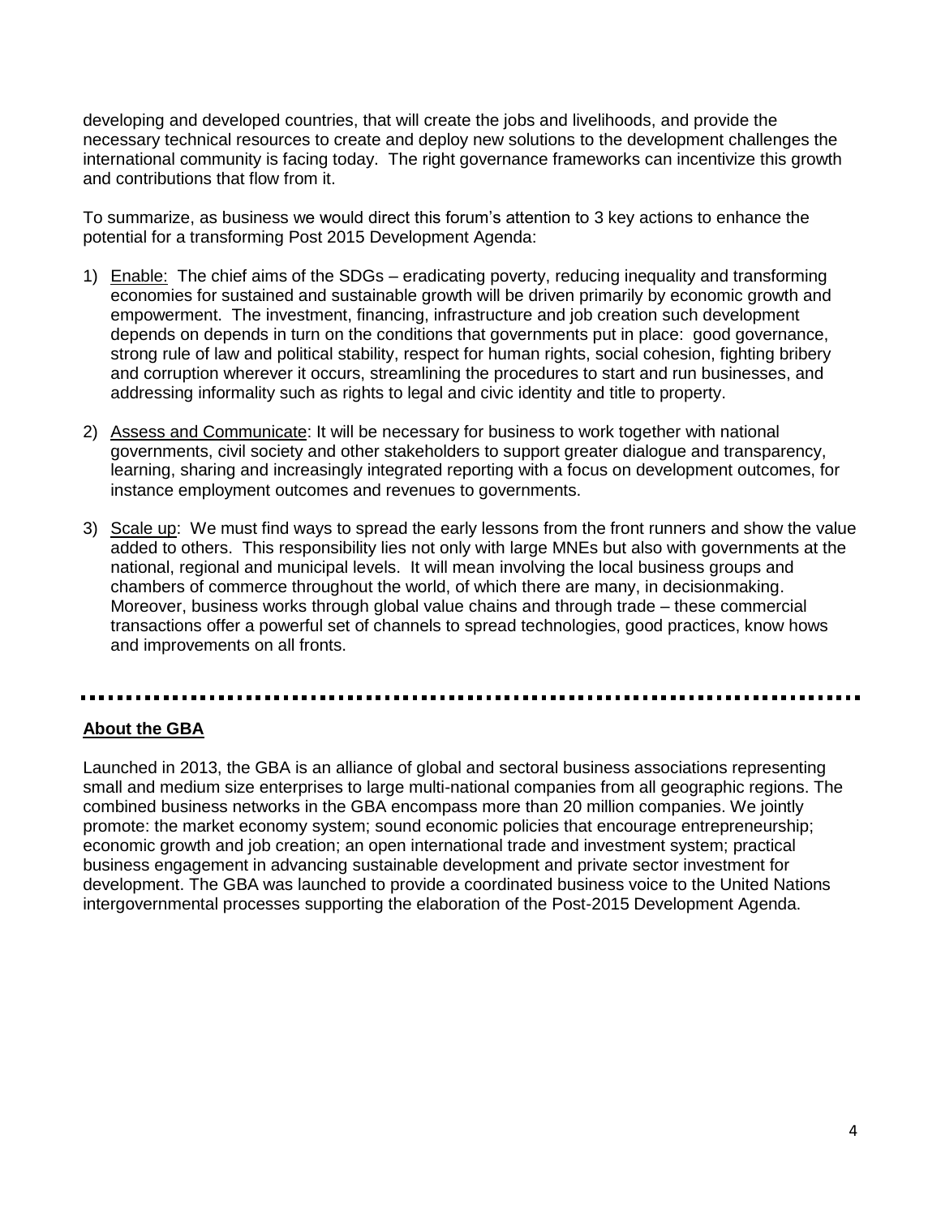developing and developed countries, that will create the jobs and livelihoods, and provide the necessary technical resources to create and deploy new solutions to the development challenges the international community is facing today. The right governance frameworks can incentivize this growth and contributions that flow from it.

To summarize, as business we would direct this forum's attention to 3 key actions to enhance the potential for a transforming Post 2015 Development Agenda:

1) Enable: The chief aims of the SDGs – eradicating poverty, reducing inequality and transforming economies for sustained and sustainable growth will be driven primarily by economic growth and empowerment. The investment, financing, infrastructure and job creation such development depends on depends in turn on the conditions that governments put in place: good governance, strong rule of law and political stability, respect for human rights, social cohesion, fighting bribery and corruption wherever it occurs, streamlining the procedures to start and run businesses, and addressing informality such as rights to legal and civic identity and title to property.

2) Assess and Communicate: It will be necessary for business to work together with national governments, civil society and other stakeholders to support greater dialogue and transparency, learning, sharing and increasingly integrated reporting with a focus on development outcomes, for instance employment outcomes and revenues to governments.

3) Scale up: We must find ways to spread the early lessons from the front runners and show the value added to others. This responsibility lies not only with large MNEs but also with governments at the national, regional and municipal levels. It will mean involving the local business groups and chambers of commerce throughout the world, of which there are many, in decisionmaking. Moreover, business works through global value chains and through trade – these commercial transactions offer a powerful set of channels to spread technologies, good practices, know hows and improvements on all fronts.

---

**About the GBA**

Launched in 2013, the GBA is an alliance of global and sectoral business associations representing small and medium size enterprises to large multi-national companies from all geographic regions. The combined business networks in the GBA encompass more than 20 million companies. We jointly promote: the market economy system; sound economic policies that encourage entrepreneurship; economic growth and job creation; an open international trade and investment system; practical business engagement in advancing sustainable development and private sector investment for development. The GBA was launched to provide a coordinated business voice to the United Nations intergovernmental processes supporting the elaboration of the Post-2015 Development Agenda.